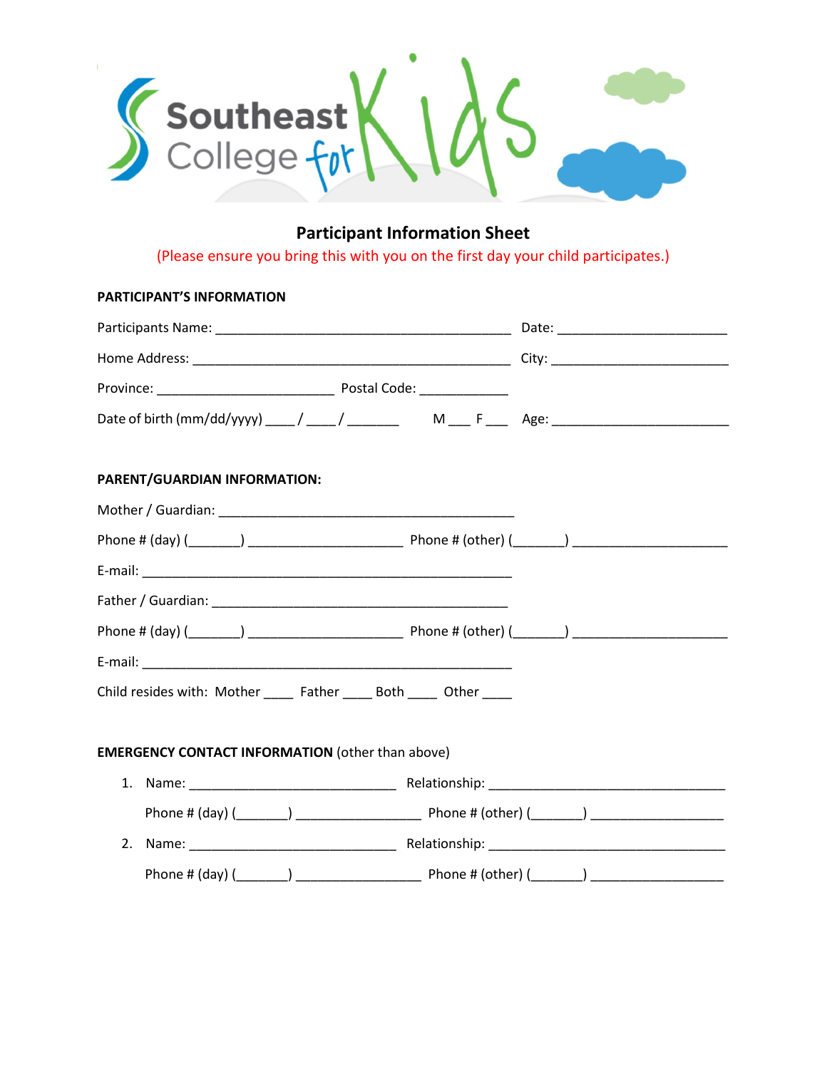Southeast College for Kids

# Participant Information Sheet

(Please ensure you bring this with you on the first day your child participates.)

**PARTICIPANT'S INFORMATION**

Participants Name: ________________________________________ Date: _______________________

Home Address: ____________________________________________ City: ________________________

Province: ________________________ Postal Code: ____________

Date of birth (mm/dd/yyyy) ____ / ____ / _______ M ___ F ___ Age: ________________________

**PARENT/GUARDIAN INFORMATION:**

Mother / Guardian: ________________________________________

Phone # (day) (_______) _____________________ Phone # (other) (_______) _____________________

E-mail: ___________________________________________________

Father / Guardian: ________________________________________

Phone # (day) (_______) _____________________ Phone # (other) (_______) _____________________

E-mail: ___________________________________________________

Child resides with: Mother ____ Father ____ Both ____ Other ____

**EMERGENCY CONTACT INFORMATION** (other than above)

1. Name: ____________________________ Relationship: ________________________________

   Phone # (day) (_______) _________________ Phone # (other) (_______) __________________

2. Name: ____________________________ Relationship: ________________________________

   Phone # (day) (_______) _________________ Phone # (other) (_______) __________________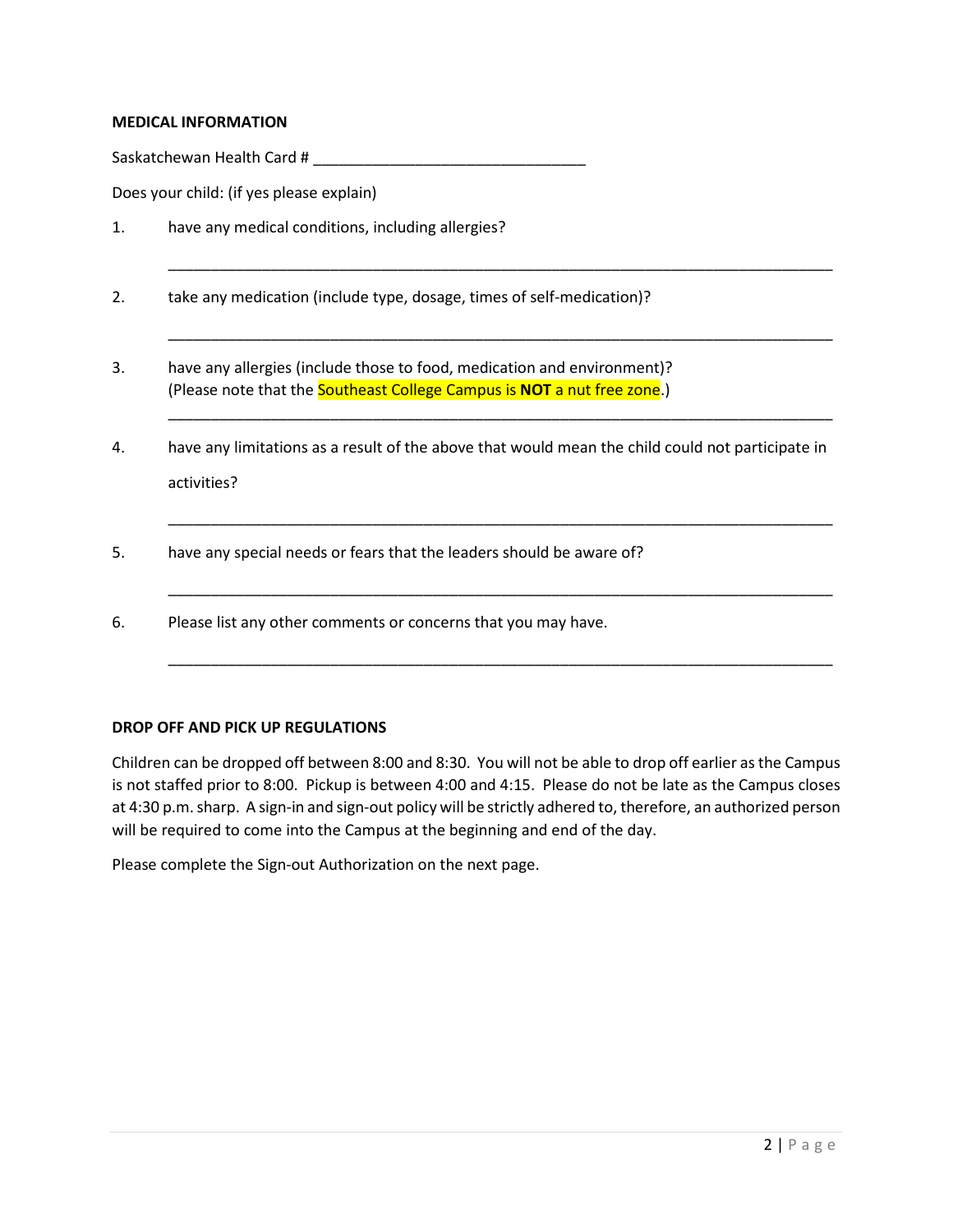**MEDICAL INFORMATION**

Saskatchewan Health Card # ________________________________

Does your child: (if yes please explain)

1. have any medical conditions, including allergies?

   ________________________________________________________________________________

2. take any medication (include type, dosage, times of self-medication)?

   ________________________________________________________________________________

3. have any allergies (include those to food, medication and environment)?
   (Please note that the Southeast College Campus is **NOT** a nut free zone.)

   ________________________________________________________________________________

4. have any limitations as a result of the above that would mean the child could not participate in activities?

   ________________________________________________________________________________

5. have any special needs or fears that the leaders should be aware of?

   ________________________________________________________________________________

6. Please list any other comments or concerns that you may have.

   ________________________________________________________________________________

**DROP OFF AND PICK UP REGULATIONS**

Children can be dropped off between 8:00 and 8:30. You will not be able to drop off earlier as the Campus is not staffed prior to 8:00. Pickup is between 4:00 and 4:15. Please do not be late as the Campus closes at 4:30 p.m. sharp. A sign-in and sign-out policy will be strictly adhered to, therefore, an authorized person will be required to come into the Campus at the beginning and end of the day.

Please complete the Sign-out Authorization on the next page.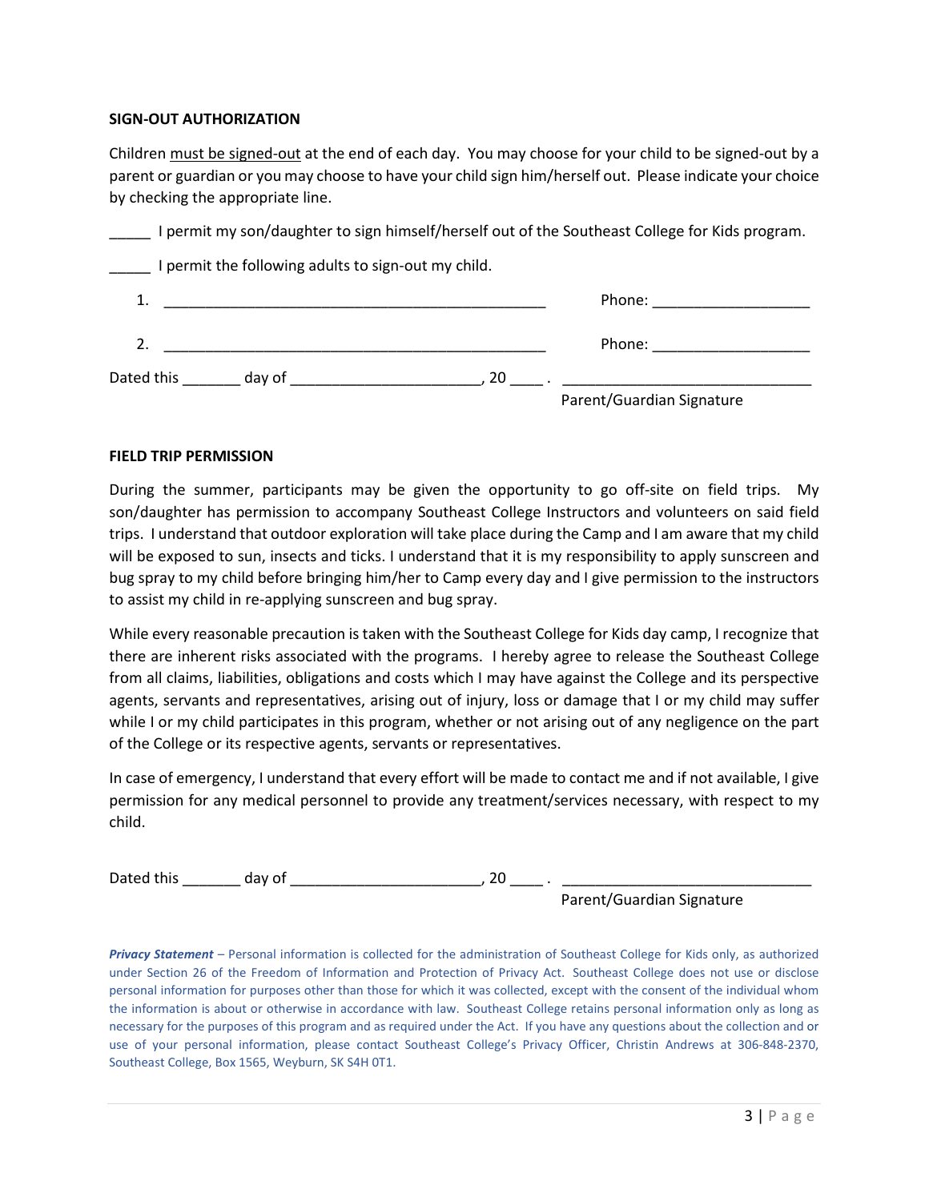**SIGN-OUT AUTHORIZATION**

Children must be signed-out at the end of each day. You may choose for your child to be signed-out by a parent or guardian or you may choose to have your child sign him/herself out. Please indicate your choice by checking the appropriate line.

_____ I permit my son/daughter to sign himself/herself out of the Southeast College for Kids program.

_____ I permit the following adults to sign-out my child.

1. _______________________________________________ Phone: ___________________

2. _______________________________________________ Phone: ___________________

Dated this _______ day of ______________________, 20 ____ . ______________________________
Parent/Guardian Signature

**FIELD TRIP PERMISSION**

During the summer, participants may be given the opportunity to go off-site on field trips. My son/daughter has permission to accompany Southeast College Instructors and volunteers on said field trips. I understand that outdoor exploration will take place during the Camp and I am aware that my child will be exposed to sun, insects and ticks. I understand that it is my responsibility to apply sunscreen and bug spray to my child before bringing him/her to Camp every day and I give permission to the instructors to assist my child in re-applying sunscreen and bug spray.

While every reasonable precaution is taken with the Southeast College for Kids day camp, I recognize that there are inherent risks associated with the programs. I hereby agree to release the Southeast College from all claims, liabilities, obligations and costs which I may have against the College and its perspective agents, servants and representatives, arising out of injury, loss or damage that I or my child may suffer while I or my child participates in this program, whether or not arising out of any negligence on the part of the College or its respective agents, servants or representatives.

In case of emergency, I understand that every effort will be made to contact me and if not available, I give permission for any medical personnel to provide any treatment/services necessary, with respect to my child.

Dated this _______ day of ______________________, 20 ____ . ______________________________
Parent/Guardian Signature

***Privacy Statement*** – Personal information is collected for the administration of Southeast College for Kids only, as authorized under Section 26 of the Freedom of Information and Protection of Privacy Act. Southeast College does not use or disclose personal information for purposes other than those for which it was collected, except with the consent of the individual whom the information is about or otherwise in accordance with law. Southeast College retains personal information only as long as necessary for the purposes of this program and as required under the Act. If you have any questions about the collection and or use of your personal information, please contact Southeast College's Privacy Officer, Christin Andrews at 306-848-2370, Southeast College, Box 1565, Weyburn, SK S4H 0T1.